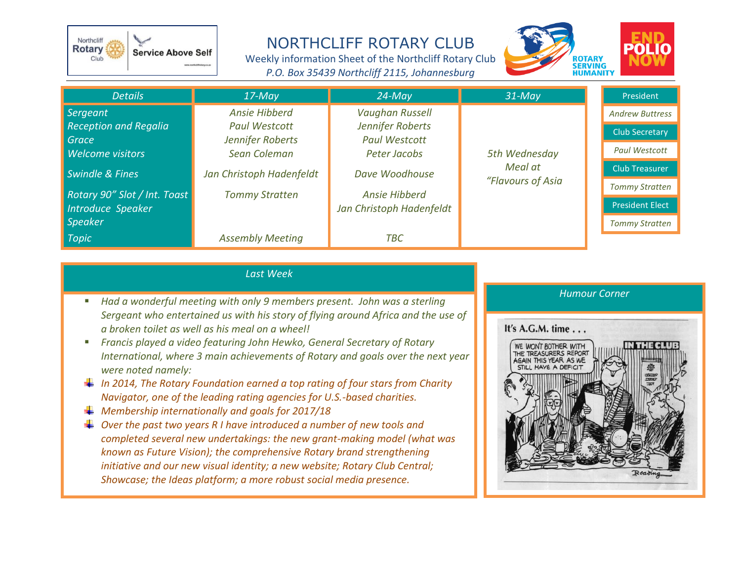# NORTHCLIFF ROTARY CLUB

Weekly information Sheet of the Northcliff Rotary Club

*P.O. Box 35439 Northcliff 2115, Johannesburg*

| *Details* | *17-May* | *24-May* | *31-May* |
|---|---|---|---|
| *Sergeant* | *Ansie Hibberd* | *Vaughan Russell* | |
| *Reception and Regalia* | *Paul Westcott* | *Jennifer Roberts* | |
| *Grace* | *Jennifer Roberts* | *Paul Westcott* | |
| *Welcome visitors* | *Sean Coleman* | *Peter Jacobs* | *5th Wednesday Meal at "Flavours of Asia* |
| *Swindle & Fines* | *Jan Christoph Hadenfeldt* | *Dave Woodhouse* | |
| *Rotary 90" Slot / Int. Toast* | *Tommy Stratten* | *Ansie Hibberd* | |
| *Introduce Speaker* | | *Jan Christoph Hadenfeldt* | |
| *Speaker* | | | |
| *Topic* | *Assembly Meeting* | *TBC* | |

| President |
|---|
| *Andrew Buttress* |
| Club Secretary |
| *Paul Westcott* |
| Club Treasurer |
| *Tommy Stratten* |
| President Elect |
| *Tommy Stratten* |

## *Last Week*

- *Had a wonderful meeting with only 9 members present. John was a sterling Sergeant who entertained us with his story of flying around Africa and the use of a broken toilet as well as his meal on a wheel!*
- *Francis played a video featuring John Hewko, General Secretary of Rotary International, where 3 main achievements of Rotary and goals over the next year were noted namely:*
  - *In 2014, The Rotary Foundation earned a top rating of four stars from Charity Navigator, one of the leading rating agencies for U.S.-based charities.*
  - *Membership internationally and goals for 2017/18*
  - *Over the past two years R I have introduced a number of new tools and completed several new undertakings: the new grant-making model (what was known as Future Vision); the comprehensive Rotary brand strengthening initiative and our new visual identity; a new website; Rotary Club Central; Showcase; the Ideas platform; a more robust social media presence.*

## *Humour Corner*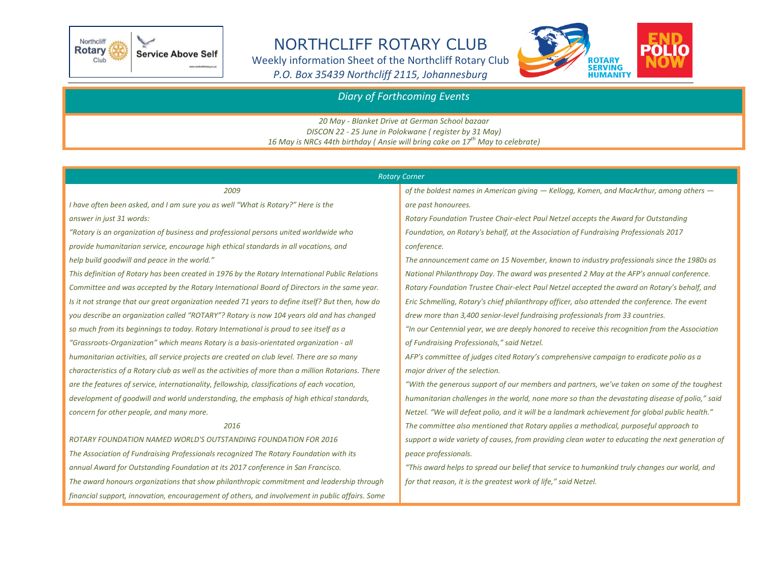# NORTHCLIFF ROTARY CLUB

Weekly information Sheet of the Northcliff Rotary Club

*P.O. Box 35439 Northcliff 2115, Johannesburg*

## *Diary of Forthcoming Events*

*20 May - Blanket Drive at German School bazaar*

*DISCON 22 - 25 June in Polokwane ( register by 31 May)*

*16 May is NRCs 44th birthday ( Ansie will bring cake on 17th May to celebrate)*

## *Rotary Corner*

*2009*

*I have often been asked, and I am sure you as well "What is Rotary?" Here is the answer in just 31 words:*

*"Rotary is an organization of business and professional persons united worldwide who provide humanitarian service, encourage high ethical standards in all vocations, and help build goodwill and peace in the world."*

*This definition of Rotary has been created in 1976 by the Rotary International Public Relations Committee and was accepted by the Rotary International Board of Directors in the same year. Is it not strange that our great organization needed 71 years to define itself? But then, how do you describe an organization called "ROTARY"? Rotary is now 104 years old and has changed so much from its beginnings to today. Rotary International is proud to see itself as a "Grassroots-Organization" which means Rotary is a basis-orientated organization - all humanitarian activities, all service projects are created on club level. There are so many characteristics of a Rotary club as well as the activities of more than a million Rotarians. There are the features of service, internationality, fellowship, classifications of each vocation, development of goodwill and world understanding, the emphasis of high ethical standards, concern for other people, and many more.*

*2016*

*ROTARY FOUNDATION NAMED WORLD'S OUTSTANDING FOUNDATION FOR 2016*

*The Association of Fundraising Professionals recognized The Rotary Foundation with its annual Award for Outstanding Foundation at its 2017 conference in San Francisco.*

*The award honours organizations that show philanthropic commitment and leadership through financial support, innovation, encouragement of others, and involvement in public affairs. Some of the boldest names in American giving — Kellogg, Komen, and MacArthur, among others — are past honourees.*

*Rotary Foundation Trustee Chair-elect Paul Netzel accepts the Award for Outstanding Foundation, on Rotary's behalf, at the Association of Fundraising Professionals 2017 conference.*

*The announcement came on 15 November, known to industry professionals since the 1980s as National Philanthropy Day. The award was presented 2 May at the AFP's annual conference. Rotary Foundation Trustee Chair-elect Paul Netzel accepted the award on Rotary's behalf, and Eric Schmelling, Rotary's chief philanthropy officer, also attended the conference. The event drew more than 3,400 senior-level fundraising professionals from 33 countries.*

*"In our Centennial year, we are deeply honored to receive this recognition from the Association of Fundraising Professionals," said Netzel.*

*AFP's committee of judges cited Rotary's comprehensive campaign to eradicate polio as a major driver of the selection.*

*"With the generous support of our members and partners, we've taken on some of the toughest humanitarian challenges in the world, none more so than the devastating disease of polio," said Netzel. "We will defeat polio, and it will be a landmark achievement for global public health."*

*The committee also mentioned that Rotary applies a methodical, purposeful approach to support a wide variety of causes, from providing clean water to educating the next generation of peace professionals.*

*"This award helps to spread our belief that service to humankind truly changes our world, and for that reason, it is the greatest work of life," said Netzel.*